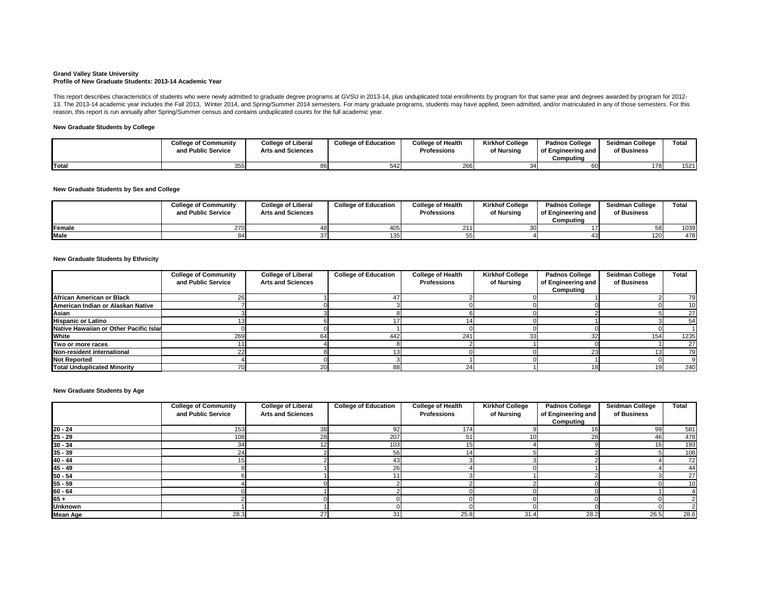**Grand Valley State University**
**Profile of New Graduate Students: 2013-14 Academic Year**

This report describes characteristics of students who were newly admitted to graduate degree programs at GVSU in 2013-14, plus unduplicated total enrollments by program for that same year and degrees awarded by program for 2012-13. The 2013-14 academic year includes the Fall 2013, Winter 2014, and Spring/Summer 2014 semesters. For many graduate programs, students may have applied, been admitted, and/or matriculated in any of those semesters. For this reason, this report is run annually after Spring/Summer census and contains unduplicated counts for the full academic year.

**New Graduate Students by College**

| | College of Community and Public Service | College of Liberal Arts and Sciences | College of Education | College of Health Professions | Kirkhof College of Nursing | Padnos College of Engineering and Computing | Seidman College of Business | Total |
|---|---|---|---|---|---|---|---|---|
| **Total** | 355 | 86 | 542 | 266 | 34 | 60 | 178 | 1521 |

**New Graduate Students by Sex and College**

| | College of Community and Public Service | College of Liberal Arts and Sciences | College of Education | College of Health Professions | Kirkhof College of Nursing | Padnos College of Engineering and Computing | Seidman College of Business | Total |
|---|---|---|---|---|---|---|---|---|
| **Female** | 270 | 48 | 405 | 211 | 30 | 17 | 58 | 1039 |
| **Male** | 84 | 37 | 135 | 55 | 4 | 43 | 120 | 478 |

**New Graduate Students by Ethnicity**

| | College of Community and Public Service | College of Liberal Arts and Sciences | College of Education | College of Health Professions | Kirkhof College of Nursing | Padnos College of Engineering and Computing | Seidman College of Business | Total |
|---|---|---|---|---|---|---|---|---|
| **African American or Black** | 26 | 1 | 47 | 2 | 0 | 1 | 2 | 79 |
| **American Indian or Alaskan Native** | 7 | 0 | 3 | 0 | 0 | 0 | 0 | 10 |
| **Asian** | 3 | 3 | 8 | 6 | 0 | 2 | 5 | 27 |
| **Hispanic or Latino** | 13 | 6 | 17 | 14 | 0 | 1 | 3 | 54 |
| **Native Hawaiian or Other Pacific Islar** | 0 | 0 | 1 | 0 | 0 | 0 | 0 | 1 |
| **White** | 269 | 64 | 442 | 241 | 33 | 32 | 154 | 1235 |
| **Two or more races** | 11 | 4 | 8 | 2 | 1 | 0 | 1 | 27 |
| **Non-resident international** | 22 | 8 | 13 | 0 | 0 | 23 | 13 | 79 |
| **Not Reported** | 4 | 0 | 3 | 1 | 0 | 1 | 0 | 9 |
| **Total Unduplicated Minority** | 70 | 20 | 88 | 24 | 1 | 18 | 19 | 240 |

**New Graduate Students by Age**

| | College of Community and Public Service | College of Liberal Arts and Sciences | College of Education | College of Health Professions | Kirkhof College of Nursing | Padnos College of Engineering and Computing | Seidman College of Business | Total |
|---|---|---|---|---|---|---|---|---|
| **20 - 24** | 153 | 38 | 92 | 174 | 9 | 16 | 99 | 581 |
| **25 - 29** | 108 | 28 | 207 | 51 | 10 | 28 | 46 | 478 |
| **30 - 34** | 34 | 12 | 103 | 15 | 4 | 9 | 16 | 193 |
| **35 - 39** | 24 | 2 | 56 | 14 | 5 | 2 | 5 | 108 |
| **40 - 44** | 15 | 2 | 43 | 3 | 3 | 2 | 4 | 72 |
| **45 - 49** | 8 | 1 | 26 | 4 | 0 | 1 | 4 | 44 |
| **50 - 54** | 6 | 1 | 11 | 3 | 1 | 2 | 3 | 27 |
| **55 - 59** | 4 | 0 | 2 | 2 | 2 | 0 | 0 | 10 |
| **60 - 64** | 0 | 1 | 2 | 0 | 0 | 0 | 1 | 4 |
| **65 +** | 2 | 0 | 0 | 0 | 0 | 0 | 0 | 2 |
| **Unknown** | 1 | 1 | 0 | 0 | 0 | 0 | 0 | 2 |
| **Mean Age** | 28.3 | 27 | 31 | 25.8 | 31.4 | 28.2 | 26.5 | 28.6 |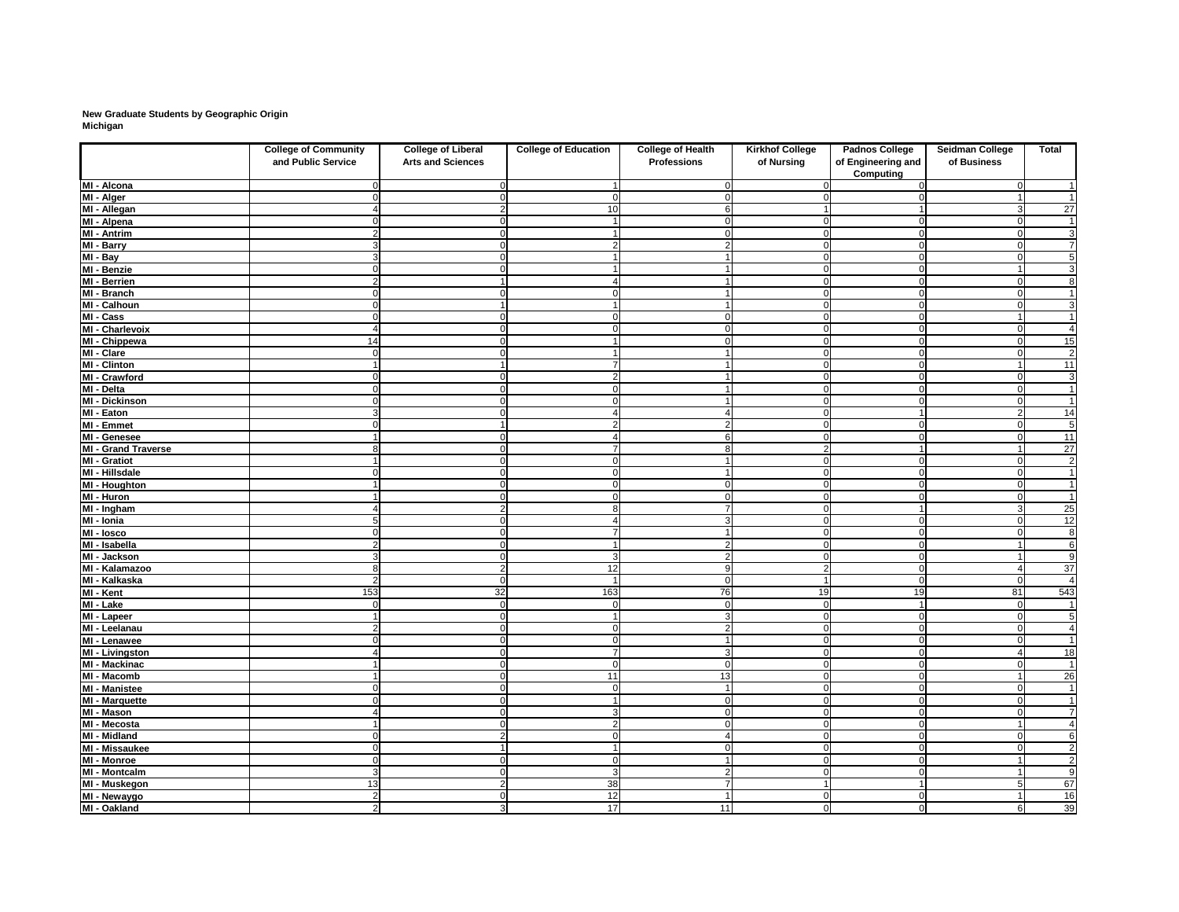**New Graduate Students by Geographic Origin**
**Michigan**

| | College of Community and Public Service | College of Liberal Arts and Sciences | College of Education | College of Health Professions | Kirkhof College of Nursing | Padnos College of Engineering and Computing | Seidman College of Business | Total |
|---|---|---|---|---|---|---|---|---|
| **MI - Alcona** | 0 | 0 | 1 | 0 | 0 | 0 | 0 | 1 |
| **MI - Alger** | 0 | 0 | 0 | 0 | 0 | 0 | 1 | 1 |
| **MI - Allegan** | 4 | 2 | 10 | 6 | 1 | 1 | 3 | 27 |
| **MI - Alpena** | 0 | 0 | 1 | 0 | 0 | 0 | 0 | 1 |
| **MI - Antrim** | 2 | 0 | 1 | 0 | 0 | 0 | 0 | 3 |
| **MI - Barry** | 3 | 0 | 2 | 2 | 0 | 0 | 0 | 7 |
| **MI - Bay** | 3 | 0 | 1 | 1 | 0 | 0 | 0 | 5 |
| **MI - Benzie** | 0 | 0 | 1 | 1 | 0 | 0 | 1 | 3 |
| **MI - Berrien** | 2 | 1 | 4 | 1 | 0 | 0 | 0 | 8 |
| **MI - Branch** | 0 | 0 | 0 | 1 | 0 | 0 | 0 | 1 |
| **MI - Calhoun** | 0 | 1 | 1 | 1 | 0 | 0 | 0 | 3 |
| **MI - Cass** | 0 | 0 | 0 | 0 | 0 | 0 | 1 | 1 |
| **MI - Charlevoix** | 4 | 0 | 0 | 0 | 0 | 0 | 0 | 4 |
| **MI - Chippewa** | 14 | 0 | 1 | 0 | 0 | 0 | 0 | 15 |
| **MI - Clare** | 0 | 0 | 1 | 1 | 0 | 0 | 0 | 2 |
| **MI - Clinton** | 1 | 1 | 7 | 1 | 0 | 0 | 1 | 11 |
| **MI - Crawford** | 0 | 0 | 2 | 1 | 0 | 0 | 0 | 3 |
| **MI - Delta** | 0 | 0 | 0 | 1 | 0 | 0 | 0 | 1 |
| **MI - Dickinson** | 0 | 0 | 0 | 1 | 0 | 0 | 0 | 1 |
| **MI - Eaton** | 3 | 0 | 4 | 4 | 0 | 1 | 2 | 14 |
| **MI - Emmet** | 0 | 1 | 2 | 2 | 0 | 0 | 0 | 5 |
| **MI - Genesee** | 1 | 0 | 4 | 6 | 0 | 0 | 0 | 11 |
| **MI - Grand Traverse** | 8 | 0 | 7 | 8 | 2 | 1 | 1 | 27 |
| **MI - Gratiot** | 1 | 0 | 0 | 1 | 0 | 0 | 0 | 2 |
| **MI - Hillsdale** | 0 | 0 | 0 | 1 | 0 | 0 | 0 | 1 |
| **MI - Houghton** | 1 | 0 | 0 | 0 | 0 | 0 | 0 | 1 |
| **MI - Huron** | 1 | 0 | 0 | 0 | 0 | 0 | 0 | 1 |
| **MI - Ingham** | 4 | 2 | 8 | 7 | 0 | 1 | 3 | 25 |
| **MI - Ionia** | 5 | 0 | 4 | 3 | 0 | 0 | 0 | 12 |
| **MI - Iosco** | 0 | 0 | 7 | 1 | 0 | 0 | 0 | 8 |
| **MI - Isabella** | 2 | 0 | 1 | 2 | 0 | 0 | 1 | 6 |
| **MI - Jackson** | 3 | 0 | 3 | 2 | 0 | 0 | 1 | 9 |
| **MI - Kalamazoo** | 8 | 2 | 12 | 9 | 2 | 0 | 4 | 37 |
| **MI - Kalkaska** | 2 | 0 | 1 | 0 | 1 | 0 | 0 | 4 |
| **MI - Kent** | 153 | 32 | 163 | 76 | 19 | 19 | 81 | 543 |
| **MI - Lake** | 0 | 0 | 0 | 0 | 0 | 1 | 0 | 1 |
| **MI - Lapeer** | 1 | 0 | 1 | 3 | 0 | 0 | 0 | 5 |
| **MI - Leelanau** | 2 | 0 | 0 | 2 | 0 | 0 | 0 | 4 |
| **MI - Lenawee** | 0 | 0 | 0 | 1 | 0 | 0 | 0 | 1 |
| **MI - Livingston** | 4 | 0 | 7 | 3 | 0 | 0 | 4 | 18 |
| **MI - Mackinac** | 1 | 0 | 0 | 0 | 0 | 0 | 0 | 1 |
| **MI - Macomb** | 1 | 0 | 11 | 13 | 0 | 0 | 1 | 26 |
| **MI - Manistee** | 0 | 0 | 0 | 1 | 0 | 0 | 0 | 1 |
| **MI - Marquette** | 0 | 0 | 1 | 0 | 0 | 0 | 0 | 1 |
| **MI - Mason** | 4 | 0 | 3 | 0 | 0 | 0 | 0 | 7 |
| **MI - Mecosta** | 1 | 0 | 2 | 0 | 0 | 0 | 1 | 4 |
| **MI - Midland** | 0 | 2 | 0 | 4 | 0 | 0 | 0 | 6 |
| **MI - Missaukee** | 0 | 1 | 1 | 0 | 0 | 0 | 0 | 2 |
| **MI - Monroe** | 0 | 0 | 0 | 1 | 0 | 0 | 1 | 2 |
| **MI - Montcalm** | 3 | 0 | 3 | 2 | 0 | 0 | 1 | 9 |
| **MI - Muskegon** | 13 | 2 | 38 | 7 | 1 | 1 | 5 | 67 |
| **MI - Newaygo** | 2 | 0 | 12 | 1 | 0 | 0 | 1 | 16 |
| **MI - Oakland** | 2 | 3 | 17 | 11 | 0 | 0 | 6 | 39 |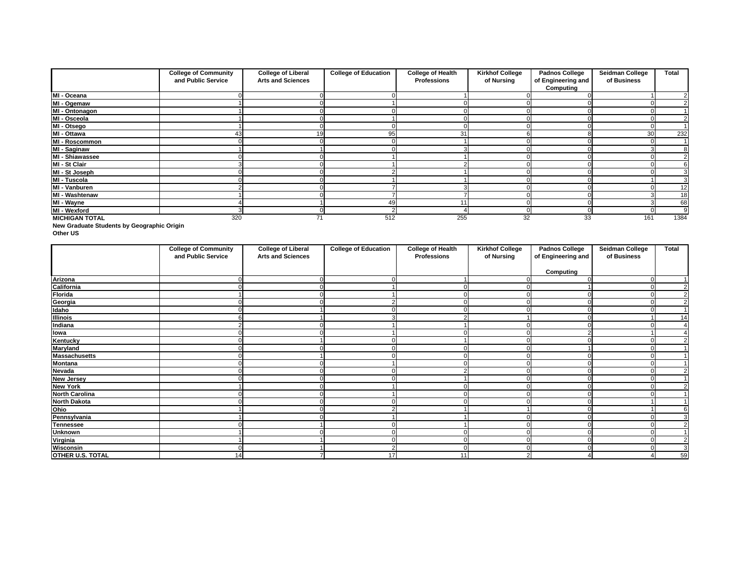| | College of Community and Public Service | College of Liberal Arts and Sciences | College of Education | College of Health Professions | Kirkhof College of Nursing | Padnos College of Engineering and Computing | Seidman College of Business | Total |
|---|---|---|---|---|---|---|---|---|
| **MI - Oceana** | 0 | 0 | 0 | 1 | 0 | 0 | 1 | 2 |
| **MI - Ogemaw** | 1 | 0 | 1 | 0 | 0 | 0 | 0 | 2 |
| **MI - Ontonagon** | 1 | 0 | 0 | 0 | 0 | 0 | 0 | 1 |
| **MI - Osceola** | 1 | 0 | 1 | 0 | 0 | 0 | 0 | 2 |
| **MI - Otsego** | 1 | 0 | 0 | 0 | 0 | 0 | 0 | 1 |
| **MI - Ottawa** | 43 | 19 | 95 | 31 | 6 | 8 | 30 | 232 |
| **MI - Roscommon** | 0 | 0 | 1 | 0 | 0 | 0 | 0 | 1 |
| **MI - Saginaw** | 1 | 1 | 0 | 3 | 0 | 0 | 3 | 8 |
| **MI - Shiawassee** | 0 | 0 | 1 | 1 | 0 | 0 | 0 | 2 |
| **MI - St Clair** | 3 | 0 | 1 | 2 | 0 | 0 | 0 | 6 |
| **MI - St Joseph** | 0 | 0 | 2 | 1 | 0 | 0 | 0 | 3 |
| **MI - Tuscola** | 0 | 0 | 1 | 1 | 0 | 0 | 1 | 3 |
| **MI - Vanburen** | 2 | 0 | 7 | 3 | 0 | 0 | 0 | 12 |
| **MI - Washtenaw** | 1 | 0 | 7 | 7 | 0 | 0 | 3 | 18 |
| **MI - Wayne** | 4 | 1 | 49 | 11 | 0 | 0 | 3 | 68 |
| **MI - Wexford** | 3 | 0 | 2 | 4 | 0 | 0 | 0 | 9 |
| **MICHIGAN TOTAL** | 320 | 71 | 512 | 255 | 32 | 33 | 161 | 1384 |

**New Graduate Students by Geographic Origin**
**Other US**

| | College of Community and Public Service | College of Liberal Arts and Sciences | College of Education | College of Health Professions | Kirkhof College of Nursing | Padnos College of Engineering and Computing | Seidman College of Business | Total |
|---|---|---|---|---|---|---|---|---|
| **Arizona** | 0 | 0 | 0 | 1 | 0 | 0 | 0 | 1 |
| **California** | 0 | 0 | 1 | 0 | 0 | 1 | 0 | 2 |
| **Florida** | 1 | 0 | 1 | 0 | 0 | 0 | 0 | 2 |
| **Georgia** | 0 | 0 | 2 | 0 | 0 | 0 | 0 | 2 |
| **Idaho** | 0 | 1 | 0 | 0 | 0 | 0 | 0 | 1 |
| **Illinois** | 6 | 1 | 3 | 2 | 1 | 0 | 1 | 14 |
| **Indiana** | 2 | 0 | 1 | 1 | 0 | 0 | 0 | 4 |
| **Iowa** | 0 | 0 | 1 | 0 | 0 | 2 | 1 | 4 |
| **Kentucky** | 0 | 1 | 0 | 1 | 0 | 0 | 0 | 2 |
| **Maryland** | 0 | 0 | 0 | 0 | 0 | 1 | 0 | 1 |
| **Massachusetts** | 0 | 1 | 0 | 0 | 0 | 0 | 0 | 1 |
| **Montana** | 0 | 0 | 1 | 0 | 0 | 0 | 0 | 1 |
| **Nevada** | 0 | 0 | 0 | 2 | 0 | 0 | 0 | 2 |
| **New Jersey** | 0 | 0 | 0 | 1 | 0 | 0 | 0 | 1 |
| **New York** | 1 | 0 | 1 | 0 | 0 | 0 | 0 | 2 |
| **North Carolina** | 0 | 0 | 1 | 0 | 0 | 0 | 0 | 1 |
| **North Dakota** | 0 | 0 | 0 | 0 | 0 | 0 | 1 | 1 |
| **Ohio** | 1 | 0 | 2 | 1 | 1 | 0 | 1 | 6 |
| **Pennsylvania** | 1 | 0 | 1 | 1 | 0 | 0 | 0 | 3 |
| **Tennessee** | 0 | 1 | 0 | 1 | 0 | 0 | 0 | 2 |
| **Unknown** | 1 | 0 | 0 | 0 | 0 | 0 | 0 | 1 |
| **Virginia** | 1 | 1 | 0 | 0 | 0 | 0 | 0 | 2 |
| **Wisconsin** | 0 | 1 | 2 | 0 | 0 | 0 | 0 | 3 |
| **OTHER U.S. TOTAL** | 14 | 7 | 17 | 11 | 2 | 4 | 4 | 59 |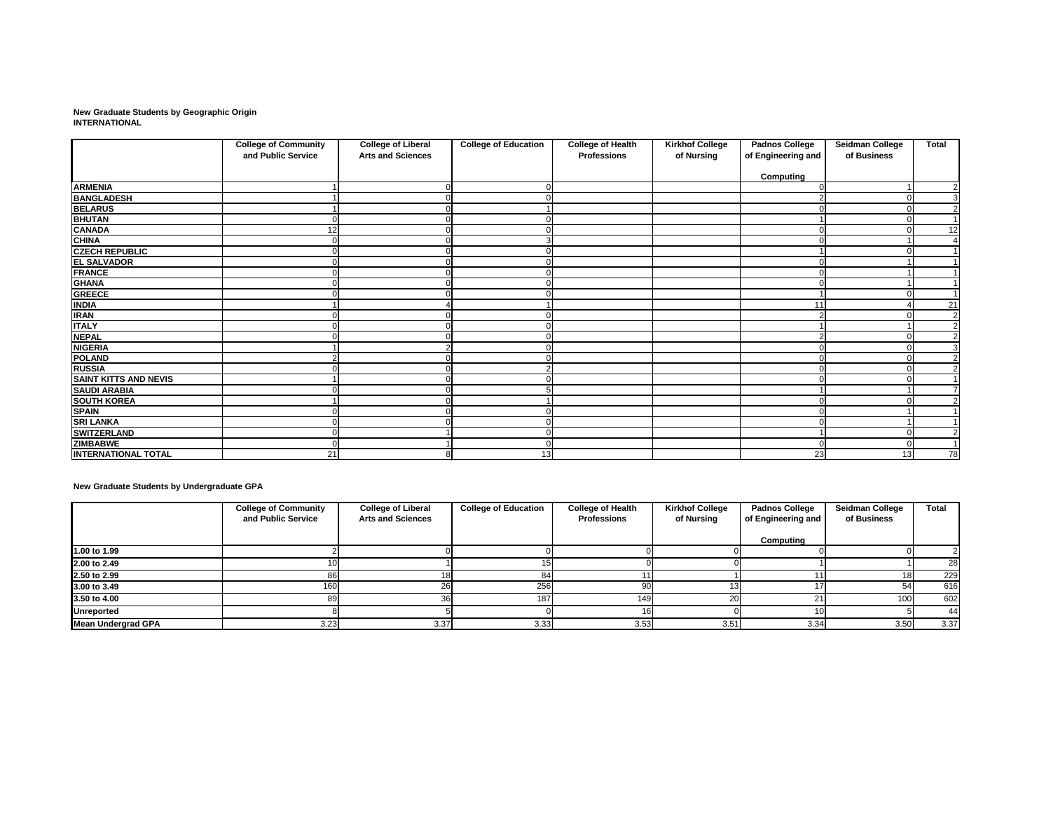**New Graduate Students by Geographic Origin**
**INTERNATIONAL**

| | College of Community and Public Service | College of Liberal Arts and Sciences | College of Education | College of Health Professions | Kirkhof College of Nursing | Padnos College of Engineering and Computing | Seidman College of Business | Total |
|---|---|---|---|---|---|---|---|---|
| **ARMENIA** | 1 | 0 | 0 | | | 0 | 1 | 2 |
| **BANGLADESH** | 1 | 0 | 0 | | | 2 | 0 | 3 |
| **BELARUS** | 1 | 0 | 1 | | | 0 | 0 | 2 |
| **BHUTAN** | 0 | 0 | 0 | | | 1 | 0 | 1 |
| **CANADA** | 12 | 0 | 0 | | | 0 | 0 | 12 |
| **CHINA** | 0 | 0 | 3 | | | 0 | 1 | 4 |
| **CZECH REPUBLIC** | 0 | 0 | 0 | | | 1 | 0 | 1 |
| **EL SALVADOR** | 0 | 0 | 0 | | | 0 | 1 | 1 |
| **FRANCE** | 0 | 0 | 0 | | | 0 | 1 | 1 |
| **GHANA** | 0 | 0 | 0 | | | 0 | 1 | 1 |
| **GREECE** | 0 | 0 | 0 | | | 1 | 0 | 1 |
| **INDIA** | 1 | 4 | 1 | | | 11 | 4 | 21 |
| **IRAN** | 0 | 0 | 0 | | | 2 | 0 | 2 |
| **ITALY** | 0 | 0 | 0 | | | 1 | 1 | 2 |
| **NEPAL** | 0 | 0 | 0 | | | 2 | 0 | 2 |
| **NIGERIA** | 1 | 2 | 0 | | | 0 | 0 | 3 |
| **POLAND** | 2 | 0 | 0 | | | 0 | 0 | 2 |
| **RUSSIA** | 0 | 0 | 2 | | | 0 | 0 | 2 |
| **SAINT KITTS AND NEVIS** | 1 | 0 | 0 | | | 0 | 0 | 1 |
| **SAUDI ARABIA** | 0 | 0 | 5 | | | 1 | 1 | 7 |
| **SOUTH KOREA** | 1 | 0 | 1 | | | 0 | 0 | 2 |
| **SPAIN** | 0 | 0 | 0 | | | 0 | 1 | 1 |
| **SRI LANKA** | 0 | 0 | 0 | | | 0 | 1 | 1 |
| **SWITZERLAND** | 0 | 1 | 0 | | | 1 | 0 | 2 |
| **ZIMBABWE** | 0 | 1 | 0 | | | 0 | 0 | 1 |
| **INTERNATIONAL TOTAL** | 21 | 8 | 13 | | | 23 | 13 | 78 |

**New Graduate Students by Undergraduate GPA**

| | College of Community and Public Service | College of Liberal Arts and Sciences | College of Education | College of Health Professions | Kirkhof College of Nursing | Padnos College of Engineering and Computing | Seidman College of Business | Total |
|---|---|---|---|---|---|---|---|---|
| **1.00 to 1.99** | 2 | 0 | 0 | 0 | 0 | 0 | 0 | 2 |
| **2.00 to 2.49** | 10 | 1 | 15 | 0 | 0 | 1 | 1 | 28 |
| **2.50 to 2.99** | 86 | 18 | 84 | 11 | 1 | 11 | 18 | 229 |
| **3.00 to 3.49** | 160 | 26 | 256 | 90 | 13 | 17 | 54 | 616 |
| **3.50 to 4.00** | 89 | 36 | 187 | 149 | 20 | 21 | 100 | 602 |
| **Unreported** | 8 | 5 | 0 | 16 | 0 | 10 | 5 | 44 |
| **Mean Undergrad GPA** | 3.23 | 3.37 | 3.33 | 3.53 | 3.51 | 3.34 | 3.50 | 3.37 |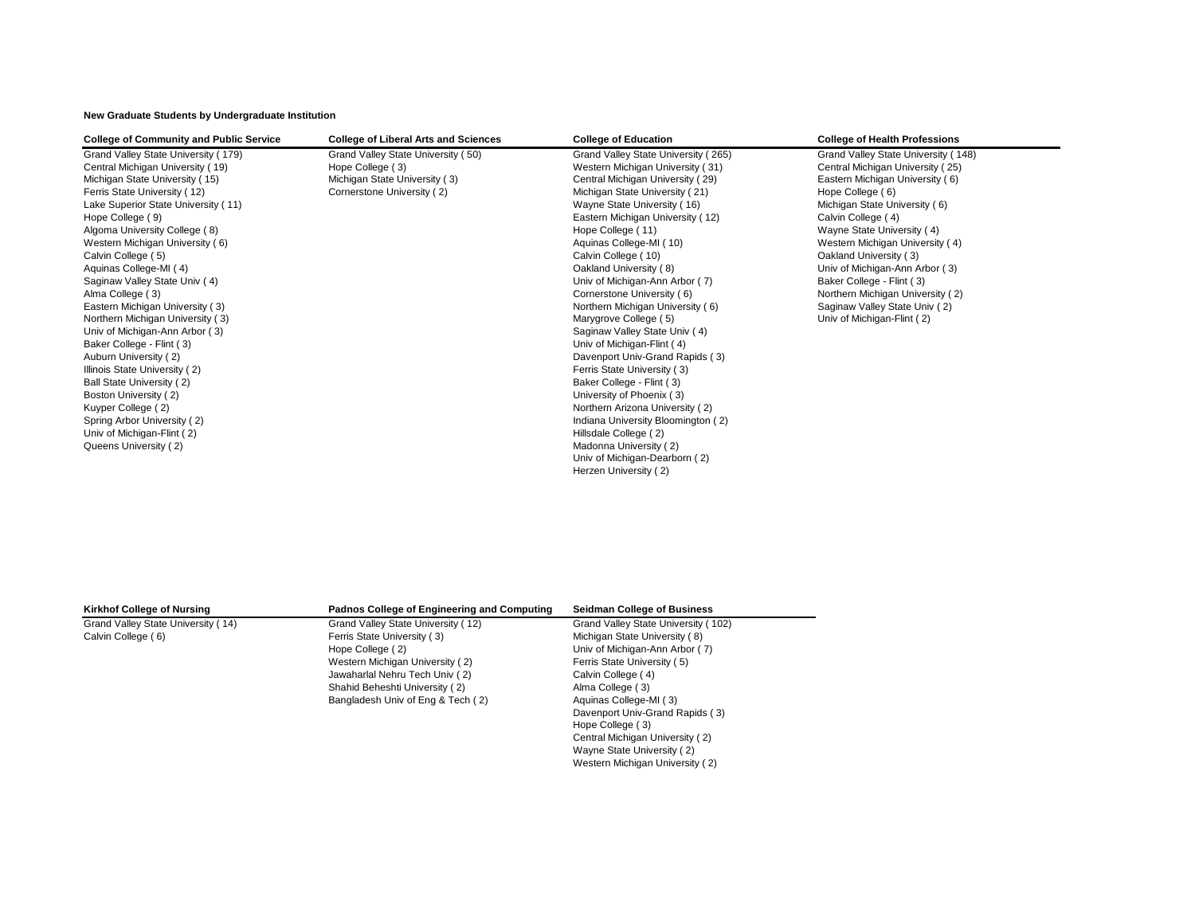**New Graduate Students by Undergraduate Institution**

| College of Community and Public Service | College of Liberal Arts and Sciences | College of Education | College of Health Professions |
|---|---|---|---|
| Grand Valley State University ( 179) | Grand Valley State University ( 50) | Grand Valley State University ( 265) | Grand Valley State University ( 148) |
| Central Michigan University ( 19) | Hope College ( 3) | Western Michigan University ( 31) | Central Michigan University ( 25) |
| Michigan State University ( 15) | Michigan State University ( 3) | Central Michigan University ( 29) | Eastern Michigan University ( 6) |
| Ferris State University ( 12) | Cornerstone University ( 2) | Michigan State University ( 21) | Hope College ( 6) |
| Lake Superior State University ( 11) | | Wayne State University ( 16) | Michigan State University ( 6) |
| Hope College ( 9) | | Eastern Michigan University ( 12) | Calvin College ( 4) |
| Algoma University College ( 8) | | Hope College ( 11) | Wayne State University ( 4) |
| Western Michigan University ( 6) | | Aquinas College-MI ( 10) | Western Michigan University ( 4) |
| Calvin College ( 5) | | Calvin College ( 10) | Oakland University ( 3) |
| Aquinas College-MI ( 4) | | Oakland University ( 8) | Univ of Michigan-Ann Arbor ( 3) |
| Saginaw Valley State Univ ( 4) | | Univ of Michigan-Ann Arbor ( 7) | Baker College - Flint ( 3) |
| Alma College ( 3) | | Cornerstone University ( 6) | Northern Michigan University ( 2) |
| Eastern Michigan University ( 3) | | Northern Michigan University ( 6) | Saginaw Valley State Univ ( 2) |
| Northern Michigan University ( 3) | | Marygrove College ( 5) | Univ of Michigan-Flint ( 2) |
| Univ of Michigan-Ann Arbor ( 3) | | Saginaw Valley State Univ ( 4) | |
| Baker College - Flint ( 3) | | Univ of Michigan-Flint ( 4) | |
| Auburn University ( 2) | | Davenport Univ-Grand Rapids ( 3) | |
| Illinois State University ( 2) | | Ferris State University ( 3) | |
| Ball State University ( 2) | | Baker College - Flint ( 3) | |
| Boston University ( 2) | | University of Phoenix ( 3) | |
| Kuyper College ( 2) | | Northern Arizona University ( 2) | |
| Spring Arbor University ( 2) | | Indiana University Bloomington ( 2) | |
| Univ of Michigan-Flint ( 2) | | Hillsdale College ( 2) | |
| Queens University ( 2) | | Madonna University ( 2) | |
| | | Univ of Michigan-Dearborn ( 2) | |
| | | Herzen University ( 2) | |

| Kirkhof College of Nursing | Padnos College of Engineering and Computing | Seidman College of Business |
|---|---|---|
| Grand Valley State University ( 14) | Grand Valley State University ( 12) | Grand Valley State University ( 102) |
| Calvin College ( 6) | Ferris State University ( 3) | Michigan State University ( 8) |
| | Hope College ( 2) | Univ of Michigan-Ann Arbor ( 7) |
| | Western Michigan University ( 2) | Ferris State University ( 5) |
| | Jawaharlal Nehru Tech Univ ( 2) | Calvin College ( 4) |
| | Shahid Beheshti University ( 2) | Alma College ( 3) |
| | Bangladesh Univ of Eng & Tech ( 2) | Aquinas College-MI ( 3) |
| | | Davenport Univ-Grand Rapids ( 3) |
| | | Hope College ( 3) |
| | | Central Michigan University ( 2) |
| | | Wayne State University ( 2) |
| | | Western Michigan University ( 2) |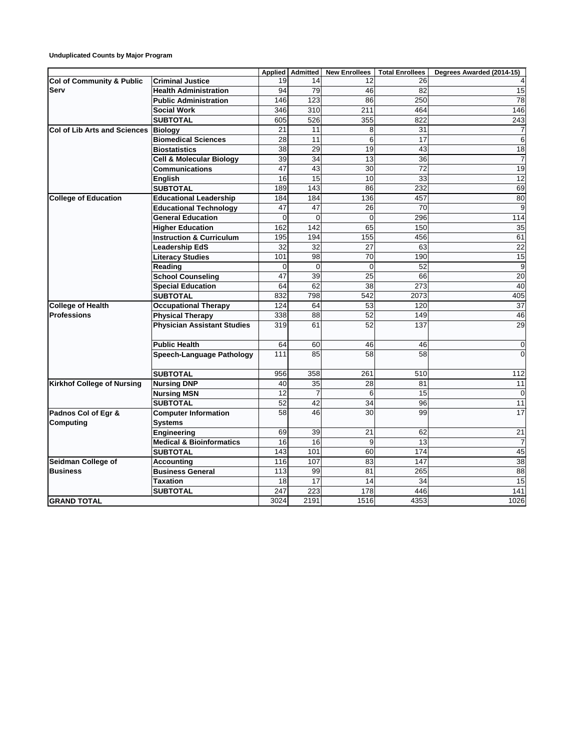**Unduplicated Counts by Major Program**

| | | Applied | Admitted | New Enrollees | Total Enrollees | Degrees Awarded (2014-15) |
|---|---|---|---|---|---|---|
| **Col of Community & Public Serv** | **Criminal Justice** | 19 | 14 | 12 | 26 | 4 |
| | **Health Administration** | 94 | 79 | 46 | 82 | 15 |
| | **Public Administration** | 146 | 123 | 86 | 250 | 78 |
| | **Social Work** | 346 | 310 | 211 | 464 | 146 |
| | **SUBTOTAL** | 605 | 526 | 355 | 822 | 243 |
| **Col of Lib Arts and Sciences** | **Biology** | 21 | 11 | 8 | 31 | 7 |
| | **Biomedical Sciences** | 28 | 11 | 6 | 17 | 6 |
| | **Biostatistics** | 38 | 29 | 19 | 43 | 18 |
| | **Cell & Molecular Biology** | 39 | 34 | 13 | 36 | 7 |
| | **Communications** | 47 | 43 | 30 | 72 | 19 |
| | **English** | 16 | 15 | 10 | 33 | 12 |
| | **SUBTOTAL** | 189 | 143 | 86 | 232 | 69 |
| **College of Education** | **Educational Leadership** | 184 | 184 | 136 | 457 | 80 |
| | **Educational Technology** | 47 | 47 | 26 | 70 | 9 |
| | **General Education** | 0 | 0 | 0 | 296 | 114 |
| | **Higher Education** | 162 | 142 | 65 | 150 | 35 |
| | **Instruction & Curriculum** | 195 | 194 | 155 | 456 | 61 |
| | **Leadership EdS** | 32 | 32 | 27 | 63 | 22 |
| | **Literacy Studies** | 101 | 98 | 70 | 190 | 15 |
| | **Reading** | 0 | 0 | 0 | 52 | 9 |
| | **School Counseling** | 47 | 39 | 25 | 66 | 20 |
| | **Special Education** | 64 | 62 | 38 | 273 | 40 |
| | **SUBTOTAL** | 832 | 798 | 542 | 2073 | 405 |
| **College of Health Professions** | **Occupational Therapy** | 124 | 64 | 53 | 120 | 37 |
| | **Physical Therapy** | 338 | 88 | 52 | 149 | 46 |
| | **Physician Assistant Studies** | 319 | 61 | 52 | 137 | 29 |
| | **Public Health** | 64 | 60 | 46 | 46 | 0 |
| | **Speech-Language Pathology** | 111 | 85 | 58 | 58 | 0 |
| | **SUBTOTAL** | 956 | 358 | 261 | 510 | 112 |
| **Kirkhof College of Nursing** | **Nursing DNP** | 40 | 35 | 28 | 81 | 11 |
| | **Nursing MSN** | 12 | 7 | 6 | 15 | 0 |
| | **SUBTOTAL** | 52 | 42 | 34 | 96 | 11 |
| **Padnos Col of Egr & Computing** | **Computer Information Systems** | 58 | 46 | 30 | 99 | 17 |
| | **Engineering** | 69 | 39 | 21 | 62 | 21 |
| | **Medical & Bioinformatics** | 16 | 16 | 9 | 13 | 7 |
| | **SUBTOTAL** | 143 | 101 | 60 | 174 | 45 |
| **Seidman College of Business** | **Accounting** | 116 | 107 | 83 | 147 | 38 |
| | **Business General** | 113 | 99 | 81 | 265 | 88 |
| | **Taxation** | 18 | 17 | 14 | 34 | 15 |
| | **SUBTOTAL** | 247 | 223 | 178 | 446 | 141 |
| **GRAND TOTAL** | | 3024 | 2191 | 1516 | 4353 | 1026 |